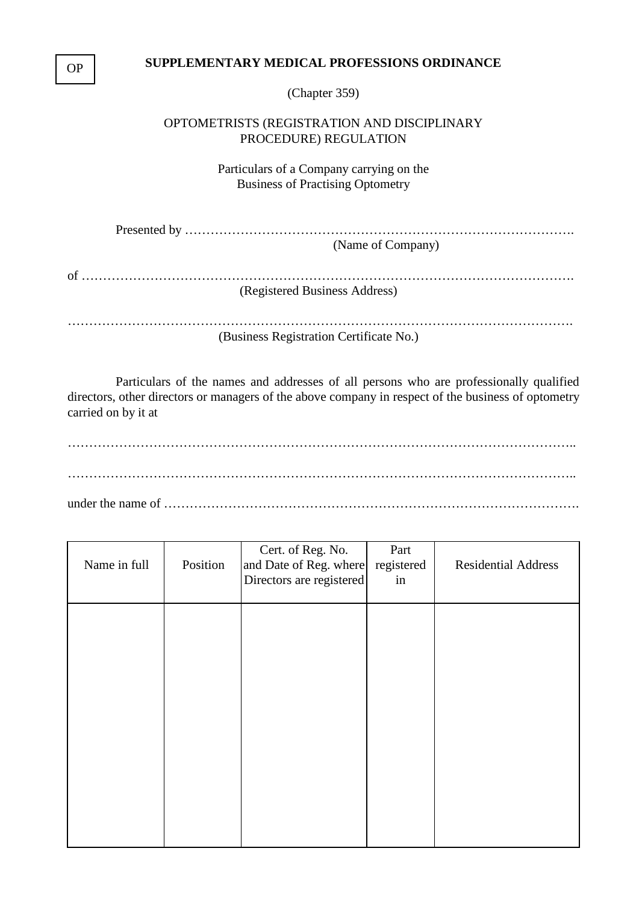OP

**SUPPLEMENTARY MEDICAL PROFESSIONS ORDINANCE**

(Chapter 359)

OPTOMETRISTS (REGISTRATION AND DISCIPLINARY PROCEDURE) REGULATION

Particulars of a Company carrying on the Business of Practising Optometry

Presented by ……………………………………………………………………………….
(Name of Company)

of ………………………………………………………………………………………………….
(Registered Business Address)

………………………………………………………………………………………………….
(Business Registration Certificate No.)

Particulars of the names and addresses of all persons who are professionally qualified directors, other directors or managers of the above company in respect of the business of optometry carried on by it at

…………………………………………………………………………………………………..

…………………………………………………………………………………………………..

under the name of …………………………………………………………………………….

| Name in full | Position | Cert. of Reg. No. and Date of Reg. where Directors are registered | Part registered in | Residential Address |
|---|---|---|---|---|
| | | | | |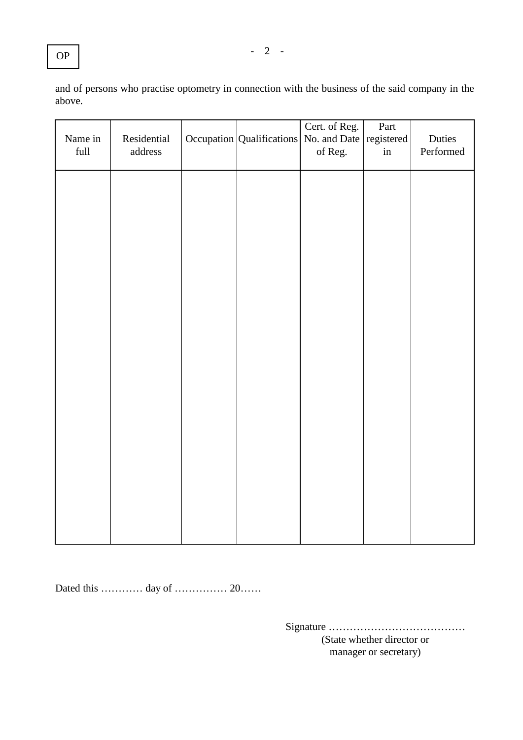OP

and of persons who practise optometry in connection with the business of the said company in the above.

| Name in full | Residential address | Occupation | Qualifications | Cert. of Reg. No. and Date of Reg. | Part registered in | Duties Performed |
|---|---|---|---|---|---|---|
| | | | | | | |

Dated this ………… day of …………… 20……

Signature …………………………………
(State whether director or manager or secretary)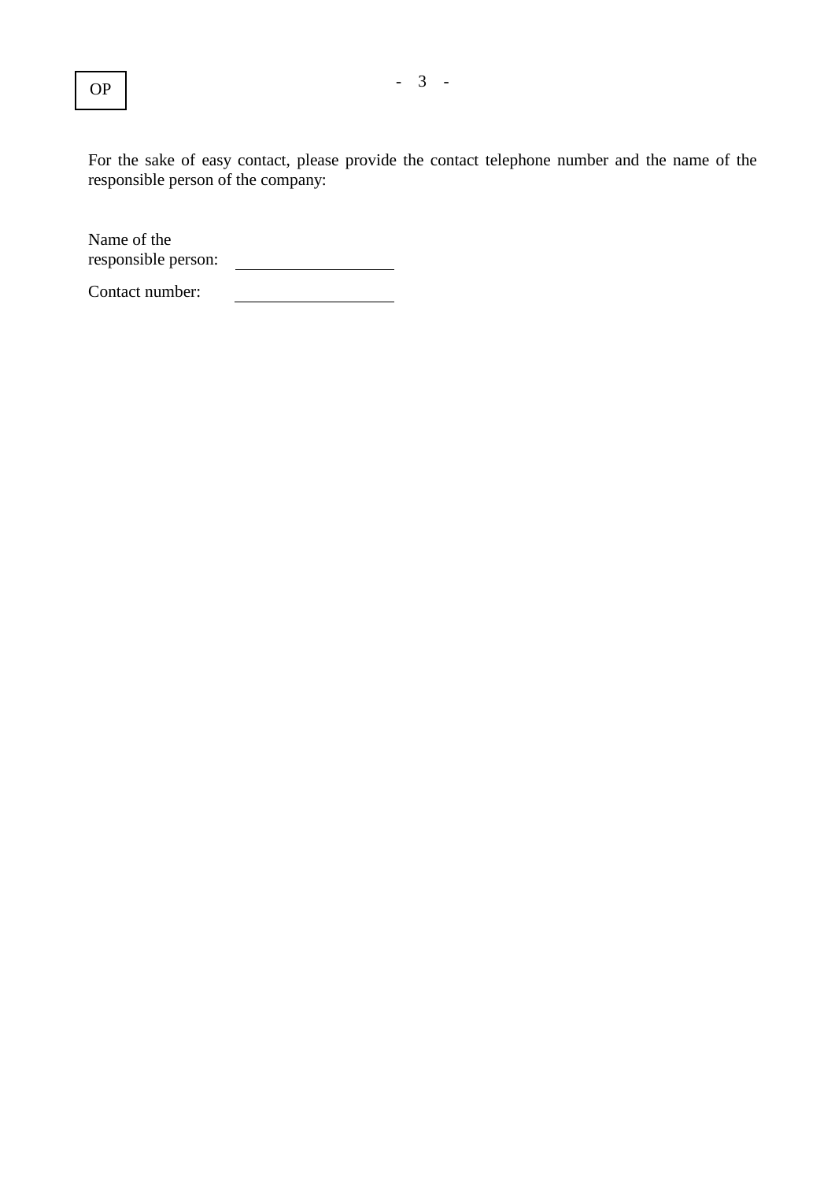OP

For the sake of easy contact, please provide the contact telephone number and the name of the responsible person of the company:

Name of the responsible person: ____________________

Contact number: ____________________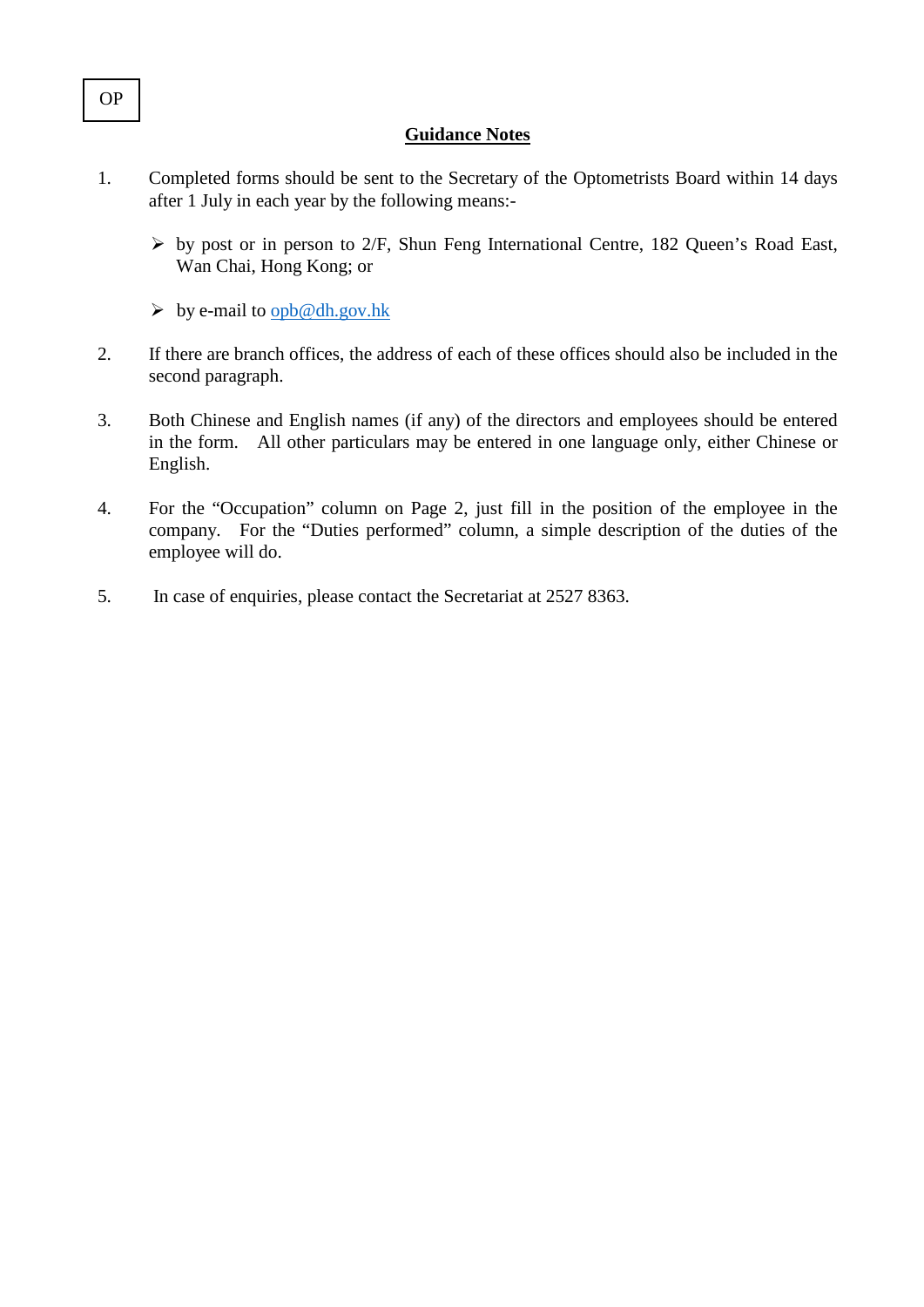OP

## Guidance Notes

1. Completed forms should be sent to the Secretary of the Optometrists Board within 14 days after 1 July in each year by the following means:-

   - by post or in person to 2/F, Shun Feng International Centre, 182 Queen's Road East, Wan Chai, Hong Kong; or

   - by e-mail to opb@dh.gov.hk

2. If there are branch offices, the address of each of these offices should also be included in the second paragraph.

3. Both Chinese and English names (if any) of the directors and employees should be entered in the form. All other particulars may be entered in one language only, either Chinese or English.

4. For the "Occupation" column on Page 2, just fill in the position of the employee in the company. For the "Duties performed" column, a simple description of the duties of the employee will do.

5. In case of enquiries, please contact the Secretariat at 2527 8363.